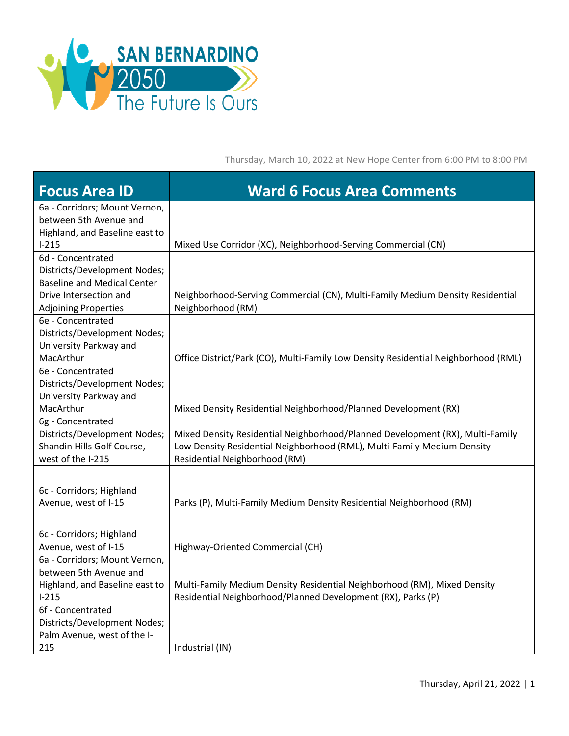SAN BERNARDINO 2050 The Future Is Ours

Thursday, March 10, 2022 at New Hope Center from 6:00 PM to 8:00 PM

| Focus Area ID | Ward 6 Focus Area Comments |
|---|---|
| 6a - Corridors; Mount Vernon, between 5th Avenue and Highland, and Baseline east to I-215 | Mixed Use Corridor (XC), Neighborhood-Serving Commercial (CN) |
| 6d - Concentrated Districts/Development Nodes; Baseline and Medical Center Drive Intersection and Adjoining Properties | Neighborhood-Serving Commercial (CN), Multi-Family Medium Density Residential Neighborhood (RM) |
| 6e - Concentrated Districts/Development Nodes; University Parkway and MacArthur | Office District/Park (CO), Multi-Family Low Density Residential Neighborhood (RML) |
| 6e - Concentrated Districts/Development Nodes; University Parkway and MacArthur | Mixed Density Residential Neighborhood/Planned Development (RX) |
| 6g - Concentrated Districts/Development Nodes; Shandin Hills Golf Course, west of the I-215 | Mixed Density Residential Neighborhood/Planned Development (RX), Multi-Family Low Density Residential Neighborhood (RML), Multi-Family Medium Density Residential Neighborhood (RM) |
| 6c - Corridors; Highland Avenue, west of I-15 | Parks (P), Multi-Family Medium Density Residential Neighborhood (RM) |
| 6c - Corridors; Highland Avenue, west of I-15 | Highway-Oriented Commercial (CH) |
| 6a - Corridors; Mount Vernon, between 5th Avenue and Highland, and Baseline east to I-215 | Multi-Family Medium Density Residential Neighborhood (RM), Mixed Density Residential Neighborhood/Planned Development (RX), Parks (P) |
| 6f - Concentrated Districts/Development Nodes; Palm Avenue, west of the I-215 | Industrial (IN) |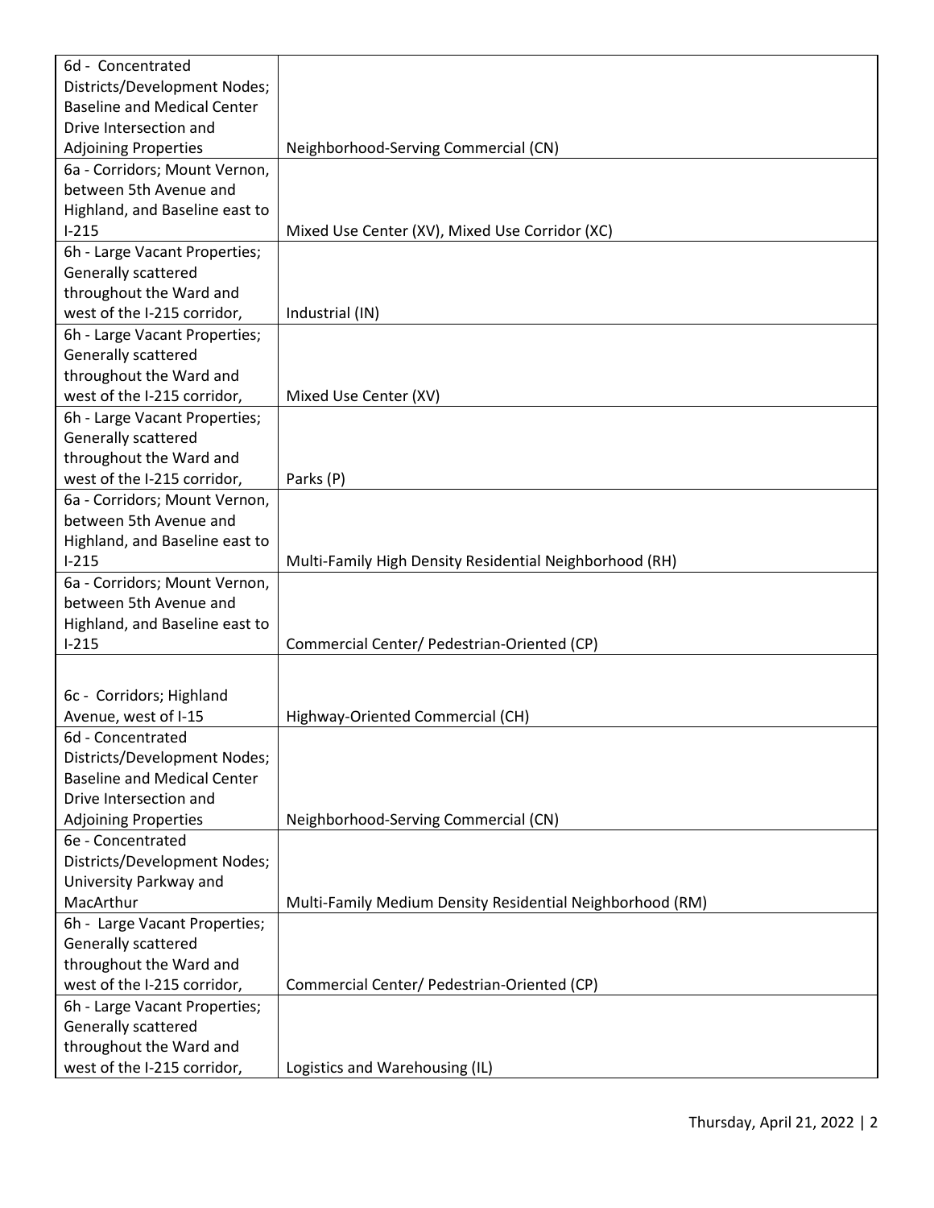| | |
|---|---|
| 6d - Concentrated Districts/Development Nodes; Baseline and Medical Center Drive Intersection and Adjoining Properties | Neighborhood-Serving Commercial (CN) |
| 6a - Corridors; Mount Vernon, between 5th Avenue and Highland, and Baseline east to I-215 | Mixed Use Center (XV), Mixed Use Corridor (XC) |
| 6h - Large Vacant Properties; Generally scattered throughout the Ward and west of the I-215 corridor, | Industrial (IN) |
| 6h - Large Vacant Properties; Generally scattered throughout the Ward and west of the I-215 corridor, | Mixed Use Center (XV) |
| 6h - Large Vacant Properties; Generally scattered throughout the Ward and west of the I-215 corridor, | Parks (P) |
| 6a - Corridors; Mount Vernon, between 5th Avenue and Highland, and Baseline east to I-215 | Multi-Family High Density Residential Neighborhood (RH) |
| 6a - Corridors; Mount Vernon, between 5th Avenue and Highland, and Baseline east to I-215 | Commercial Center/ Pedestrian-Oriented (CP) |
| 6c - Corridors; Highland Avenue, west of I-15 | Highway-Oriented Commercial (CH) |
| 6d - Concentrated Districts/Development Nodes; Baseline and Medical Center Drive Intersection and Adjoining Properties | Neighborhood-Serving Commercial (CN) |
| 6e - Concentrated Districts/Development Nodes; University Parkway and MacArthur | Multi-Family Medium Density Residential Neighborhood (RM) |
| 6h - Large Vacant Properties; Generally scattered throughout the Ward and west of the I-215 corridor, | Commercial Center/ Pedestrian-Oriented (CP) |
| 6h - Large Vacant Properties; Generally scattered throughout the Ward and west of the I-215 corridor, | Logistics and Warehousing (IL) |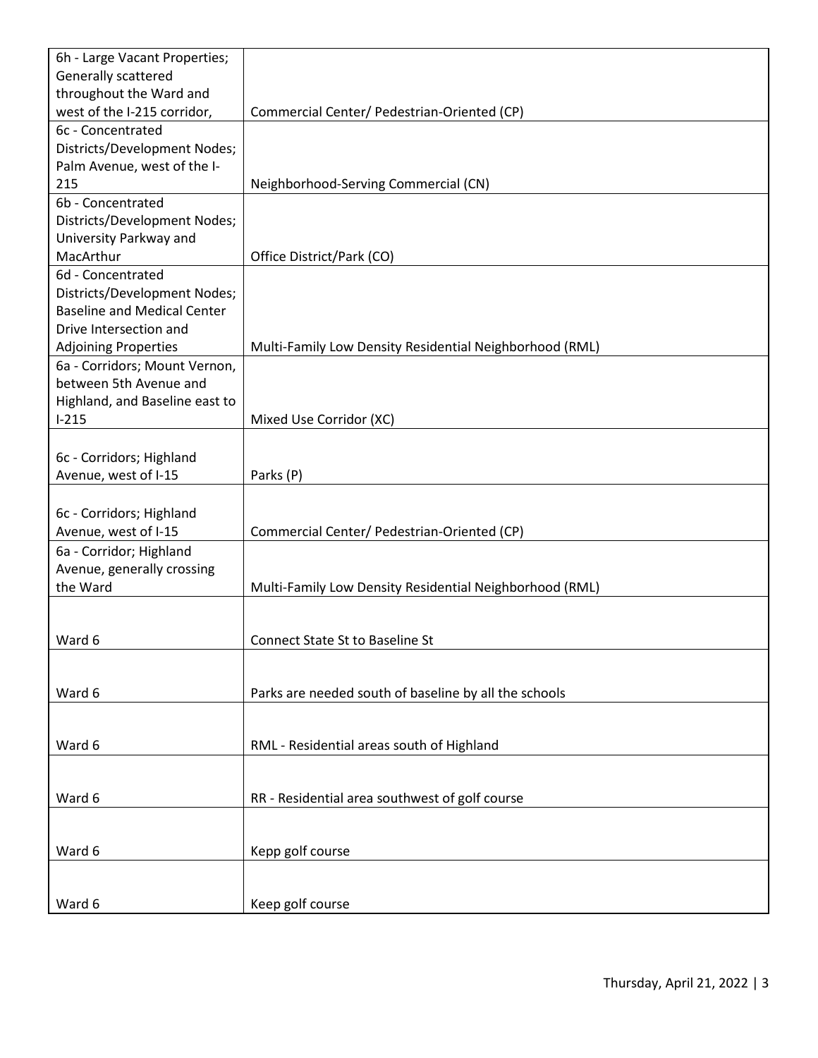| | |
|---|---|
| 6h - Large Vacant Properties; Generally scattered throughout the Ward and west of the I-215 corridor, | Commercial Center/ Pedestrian-Oriented (CP) |
| 6c - Concentrated Districts/Development Nodes; Palm Avenue, west of the I-215 | Neighborhood-Serving Commercial (CN) |
| 6b - Concentrated Districts/Development Nodes; University Parkway and MacArthur | Office District/Park (CO) |
| 6d - Concentrated Districts/Development Nodes; Baseline and Medical Center Drive Intersection and Adjoining Properties | Multi-Family Low Density Residential Neighborhood (RML) |
| 6a - Corridors; Mount Vernon, between 5th Avenue and Highland, and Baseline east to I-215 | Mixed Use Corridor (XC) |
| 6c - Corridors; Highland Avenue, west of I-15 | Parks (P) |
| 6c - Corridors; Highland Avenue, west of I-15 | Commercial Center/ Pedestrian-Oriented (CP) |
| 6a - Corridor; Highland Avenue, generally crossing the Ward | Multi-Family Low Density Residential Neighborhood (RML) |
| Ward 6 | Connect State St to Baseline St |
| Ward 6 | Parks are needed south of baseline by all the schools |
| Ward 6 | RML - Residential areas south of Highland |
| Ward 6 | RR - Residential area southwest of golf course |
| Ward 6 | Kepp golf course |
| Ward 6 | Keep golf course |